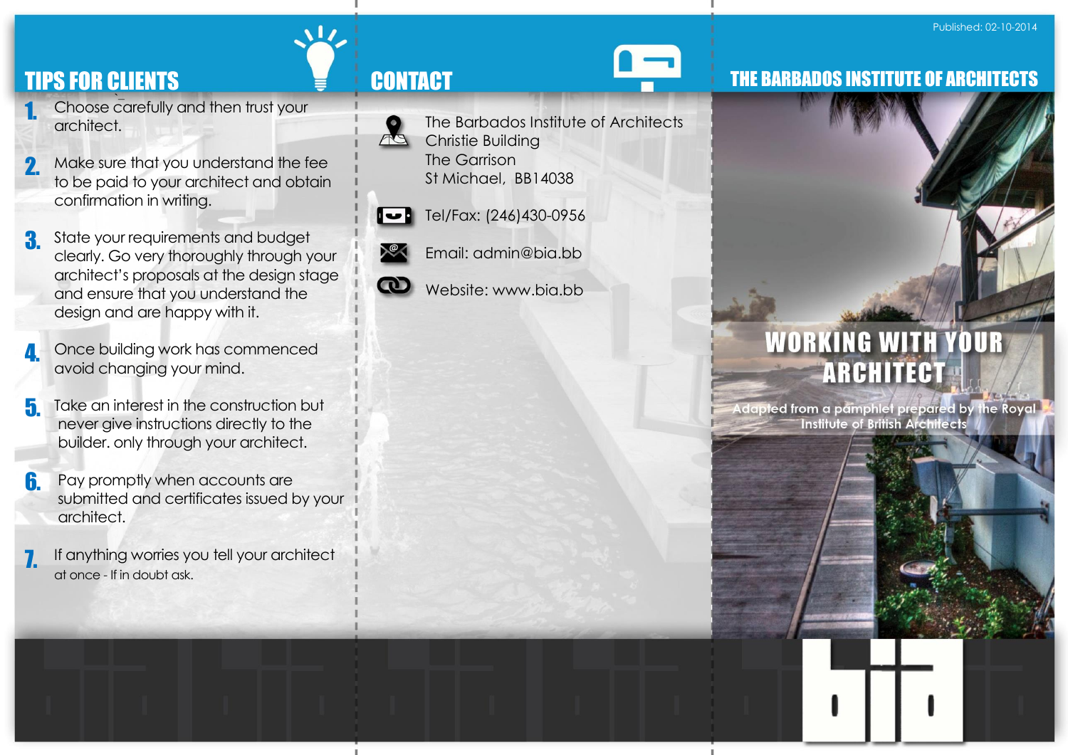## TIPS FOR CLIENTS

1. Choose carefully and then trust your architect.
2. Make sure that you understand the fee to be paid to your architect and obtain confirmation in writing.
3. State your requirements and budget clearly. Go very thoroughly through your architect's proposals at the design stage and ensure that you understand the design and are happy with it.
4. Once building work has commenced avoid changing your mind.
5. Take an interest in the construction but never give instructions directly to the builder. only through your architect.
6. Pay promptly when accounts are submitted and certificates issued by your architect.
7. If anything worries you tell your architect at once - If in doubt ask.

## CONTACT

The Barbados Institute of Architects
Christie Building
The Garrison
St Michael, BB14038

Tel/Fax: (246)430-0956

Email: admin@bia.bb

Website: www.bia.bb

Published: 02-10-2014

## THE BARBADOS INSTITUTE OF ARCHITECTS

# WORKING WITH YOUR ARCHITECT

Adapted from a pamphlet prepared by the Royal Institute of British Architects

bia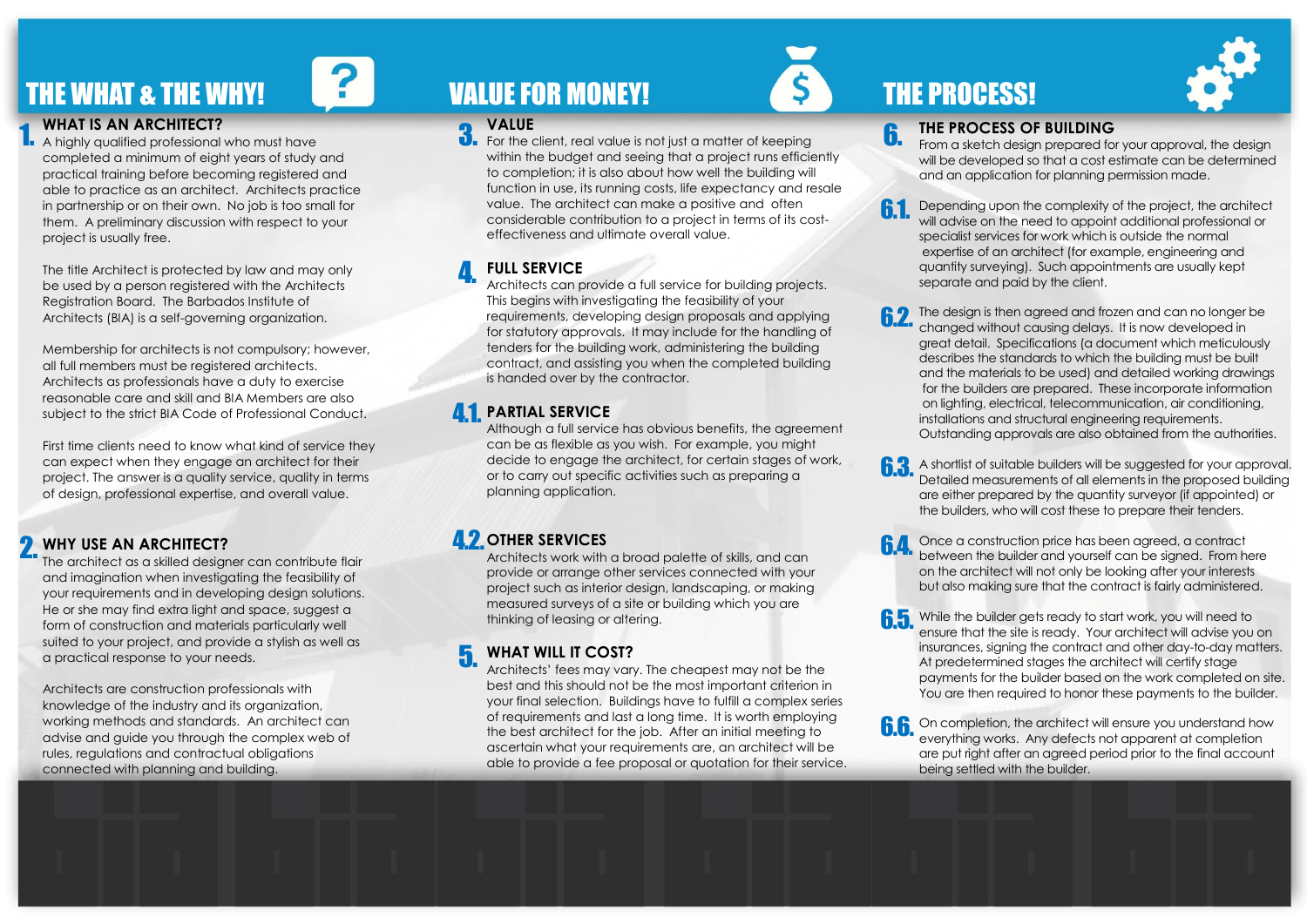# THE WHAT & THE WHY!

## 1. WHAT IS AN ARCHITECT?

A highly qualified professional who must have completed a minimum of eight years of study and practical training before becoming registered and able to practice as an architect. Architects practice in partnership or on their own. No job is too small for them. A preliminary discussion with respect to your project is usually free.

The title Architect is protected by law and may only be used by a person registered with the Architects Registration Board. The Barbados Institute of Architects (BIA) is a self-governing organization.

Membership for architects is not compulsory; however, all full members must be registered architects. Architects as professionals have a duty to exercise reasonable care and skill and BIA Members are also subject to the strict BIA Code of Professional Conduct.

First time clients need to know what kind of service they can expect when they engage an architect for their project. The answer is a quality service, quality in terms of design, professional expertise, and overall value.

## 2. WHY USE AN ARCHITECT?

The architect as a skilled designer can contribute flair and imagination when investigating the feasibility of your requirements and in developing design solutions. He or she may find extra light and space, suggest a form of construction and materials particularly well suited to your project, and provide a stylish as well as a practical response to your needs.

Architects are construction professionals with knowledge of the industry and its organization, working methods and standards. An architect can advise and guide you through the complex web of rules, regulations and contractual obligations connected with planning and building.

# VALUE FOR MONEY!

## 3. VALUE

For the client, real value is not just a matter of keeping within the budget and seeing that a project runs efficiently to completion; it is also about how well the building will function in use, its running costs, life expectancy and resale value. The architect can make a positive and often considerable contribution to a project in terms of its cost-effectiveness and ultimate overall value.

## 4. FULL SERVICE

Architects can provide a full service for building projects. This begins with investigating the feasibility of your requirements, developing design proposals and applying for statutory approvals. It may include for the handling of tenders for the building work, administering the building contract, and assisting you when the completed building is handed over by the contractor.

## 4.1 PARTIAL SERVICE

Although a full service has obvious benefits, the agreement can be as flexible as you wish. For example, you might decide to engage the architect, for certain stages of work, or to carry out specific activities such as preparing a planning application.

## 4.2 OTHER SERVICES

Architects work with a broad palette of skills, and can provide or arrange other services connected with your project such as interior design, landscaping, or making measured surveys of a site or building which you are thinking of leasing or altering.

## 5. WHAT WILL IT COST?

Architects' fees may vary. The cheapest may not be the best and this should not be the most important criterion in your final selection. Buildings have to fulfill a complex series of requirements and last a long time. It is worth employing the best architect for the job. After an initial meeting to ascertain what your requirements are, an architect will be able to provide a fee proposal or quotation for their service.

# THE PROCESS!

## 6. THE PROCESS OF BUILDING

From a sketch design prepared for your approval, the design will be developed so that a cost estimate can be determined and an application for planning permission made.

**6.1.** Depending upon the complexity of the project, the architect will advise on the need to appoint additional professional or specialist services for work which is outside the normal expertise of an architect (for example, engineering and quantity surveying). Such appointments are usually kept separate and paid by the client.

**6.2.** The design is then agreed and frozen and can no longer be changed without causing delays. It is now developed in great detail. Specifications (a document which meticulously describes the standards to which the building must be built and the materials to be used) and detailed working drawings for the builders are prepared. These incorporate information on lighting, electrical, telecommunication, air conditioning, installations and structural engineering requirements. Outstanding approvals are also obtained from the authorities.

**6.3.** A shortlist of suitable builders will be suggested for your approval. Detailed measurements of all elements in the proposed building are either prepared by the quantity surveyor (if appointed) or the builders, who will cost these to prepare their tenders.

**6.4.** Once a construction price has been agreed, a contract between the builder and yourself can be signed. From here on the architect will not only be looking after your interests but also making sure that the contract is fairly administered.

**6.5.** While the builder gets ready to start work, you will need to ensure that the site is ready. Your architect will advise you on insurances, signing the contract and other day-to-day matters. At predetermined stages the architect will certify stage payments for the builder based on the work completed on site. You are then required to honor these payments to the builder.

**6.6.** On completion, the architect will ensure you understand how everything works. Any defects not apparent at completion are put right after an agreed period prior to the final account being settled with the builder.